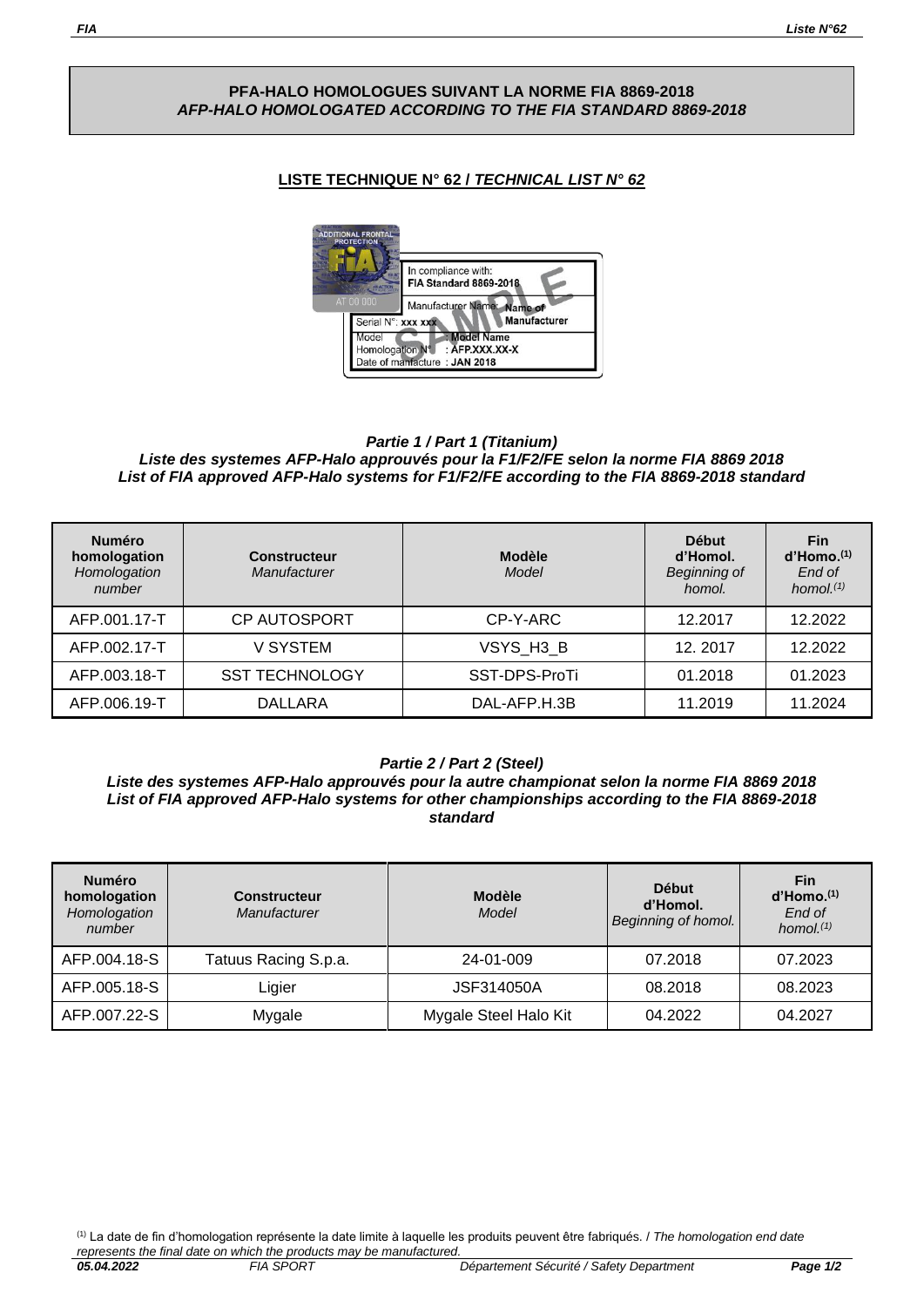**PFA-HALO HOMOLOGUES SUIVANT LA NORME FIA 8869-2018**
***AFP-HALO HOMOLOGATED ACCORDING TO THE FIA STANDARD 8869-2018***

**LISTE TECHNIQUE N° 62 / *TECHNICAL LIST N° 62***

***Partie 1 / Part 1 (Titanium)***
***Liste des systemes AFP-Halo approuvés pour la F1/F2/FE selon la norme FIA 8869 2018***
***List of FIA approved AFP-Halo systems for F1/F2/FE according to the FIA 8869-2018 standard***

| **Numéro homologation** *Homologation number* | **Constructeur** *Manufacturer* | **Modèle** *Model* | **Début d'Homol.** *Beginning of homol.* | **Fin d'Homo.(1)** *End of homol.(1)* |
|---|---|---|---|---|
| AFP.001.17-T | CP AUTOSPORT | CP-Y-ARC | 12.2017 | 12.2022 |
| AFP.002.17-T | V SYSTEM | VSYS_H3_B | 12. 2017 | 12.2022 |
| AFP.003.18-T | SST TECHNOLOGY | SST-DPS-ProTi | 01.2018 | 01.2023 |
| AFP.006.19-T | DALLARA | DAL-AFP.H.3B | 11.2019 | 11.2024 |

***Partie 2 / Part 2 (Steel)***
***Liste des systemes AFP-Halo approuvés pour la autre championat selon la norme FIA 8869 2018***
***List of FIA approved AFP-Halo systems for other championships according to the FIA 8869-2018 standard***

| **Numéro homologation** *Homologation number* | **Constructeur** *Manufacturer* | **Modèle** *Model* | **Début d'Homol.** *Beginning of homol.* | **Fin d'Homo.(1)** *End of homol.(1)* |
|---|---|---|---|---|
| AFP.004.18-S | Tatuus Racing S.p.a. | 24-01-009 | 07.2018 | 07.2023 |
| AFP.005.18-S | Ligier | JSF314050A | 08.2018 | 08.2023 |
| AFP.007.22-S | Mygale | Mygale Steel Halo Kit | 04.2022 | 04.2027 |

(1) La date de fin d'homologation représente la date limite à laquelle les produits peuvent être fabriqués. / *The homologation end date represents the final date on which the products may be manufactured.*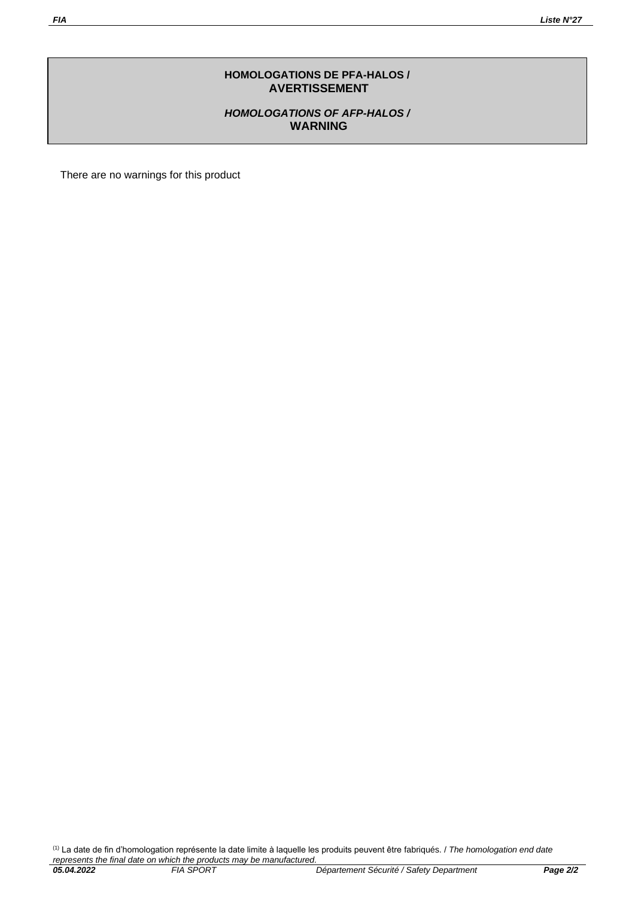**HOMOLOGATIONS DE PFA-HALOS /**
**AVERTISSEMENT**

***HOMOLOGATIONS OF AFP-HALOS /***
**WARNING**

There are no warnings for this product

(1) La date de fin d'homologation représente la date limite à laquelle les produits peuvent être fabriqués. / *The homologation end date represents the final date on which the products may be manufactured.*